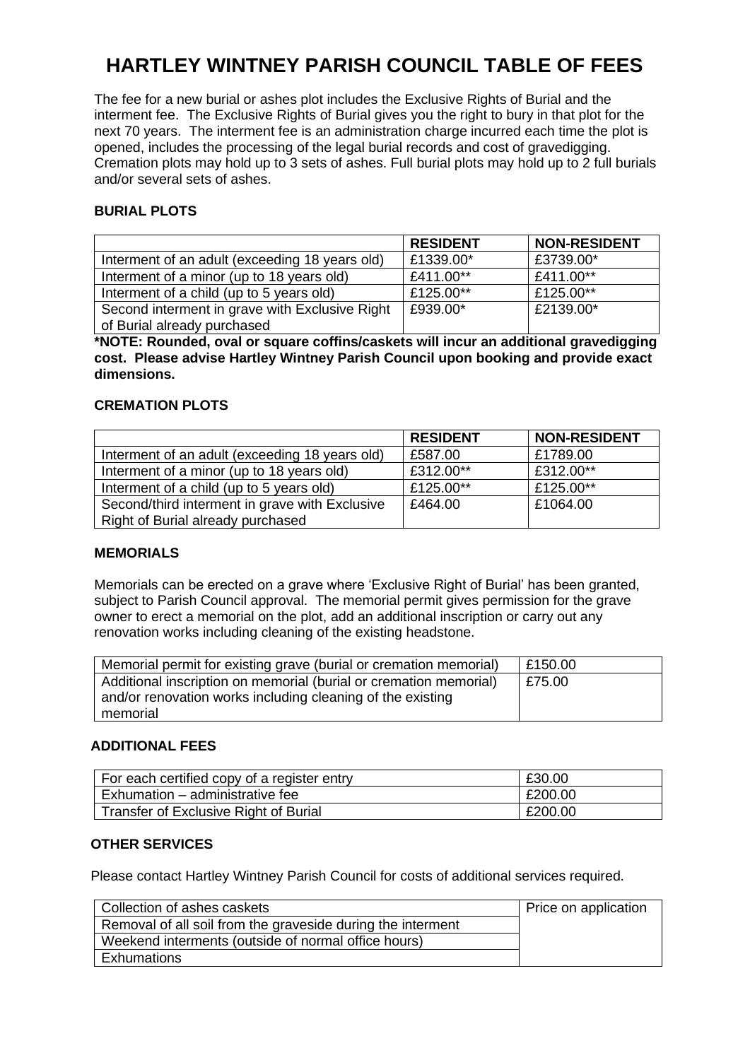# HARTLEY WINTNEY PARISH COUNCIL TABLE OF FEES

The fee for a new burial or ashes plot includes the Exclusive Rights of Burial and the interment fee. The Exclusive Rights of Burial gives you the right to bury in that plot for the next 70 years. The interment fee is an administration charge incurred each time the plot is opened, includes the processing of the legal burial records and cost of gravedigging. Cremation plots may hold up to 3 sets of ashes. Full burial plots may hold up to 2 full burials and/or several sets of ashes.

### BURIAL PLOTS

| | **RESIDENT** | **NON-RESIDENT** |
|---|---|---|
| Interment of an adult (exceeding 18 years old) | £1339.00* | £3739.00* |
| Interment of a minor (up to 18 years old) | £411.00** | £411.00** |
| Interment of a child (up to 5 years old) | £125.00** | £125.00** |
| Second interment in grave with Exclusive Right of Burial already purchased | £939.00* | £2139.00* |

**\*NOTE: Rounded, oval or square coffins/caskets will incur an additional gravedigging cost. Please advise Hartley Wintney Parish Council upon booking and provide exact dimensions.**

### CREMATION PLOTS

| | **RESIDENT** | **NON-RESIDENT** |
|---|---|---|
| Interment of an adult (exceeding 18 years old) | £587.00 | £1789.00 |
| Interment of a minor (up to 18 years old) | £312.00** | £312.00** |
| Interment of a child (up to 5 years old) | £125.00** | £125.00** |
| Second/third interment in grave with Exclusive Right of Burial already purchased | £464.00 | £1064.00 |

### MEMORIALS

Memorials can be erected on a grave where 'Exclusive Right of Burial' has been granted, subject to Parish Council approval. The memorial permit gives permission for the grave owner to erect a memorial on the plot, add an additional inscription or carry out any renovation works including cleaning of the existing headstone.

| | |
|---|---|
| Memorial permit for existing grave (burial or cremation memorial) | £150.00 |
| Additional inscription on memorial (burial or cremation memorial) and/or renovation works including cleaning of the existing memorial | £75.00 |

### ADDITIONAL FEES

| | |
|---|---|
| For each certified copy of a register entry | £30.00 |
| Exhumation – administrative fee | £200.00 |
| Transfer of Exclusive Right of Burial | £200.00 |

### OTHER SERVICES

Please contact Hartley Wintney Parish Council for costs of additional services required.

| | |
|---|---|
| Collection of ashes caskets | Price on application |
| Removal of all soil from the graveside during the interment | |
| Weekend interments (outside of normal office hours) | |
| Exhumations | |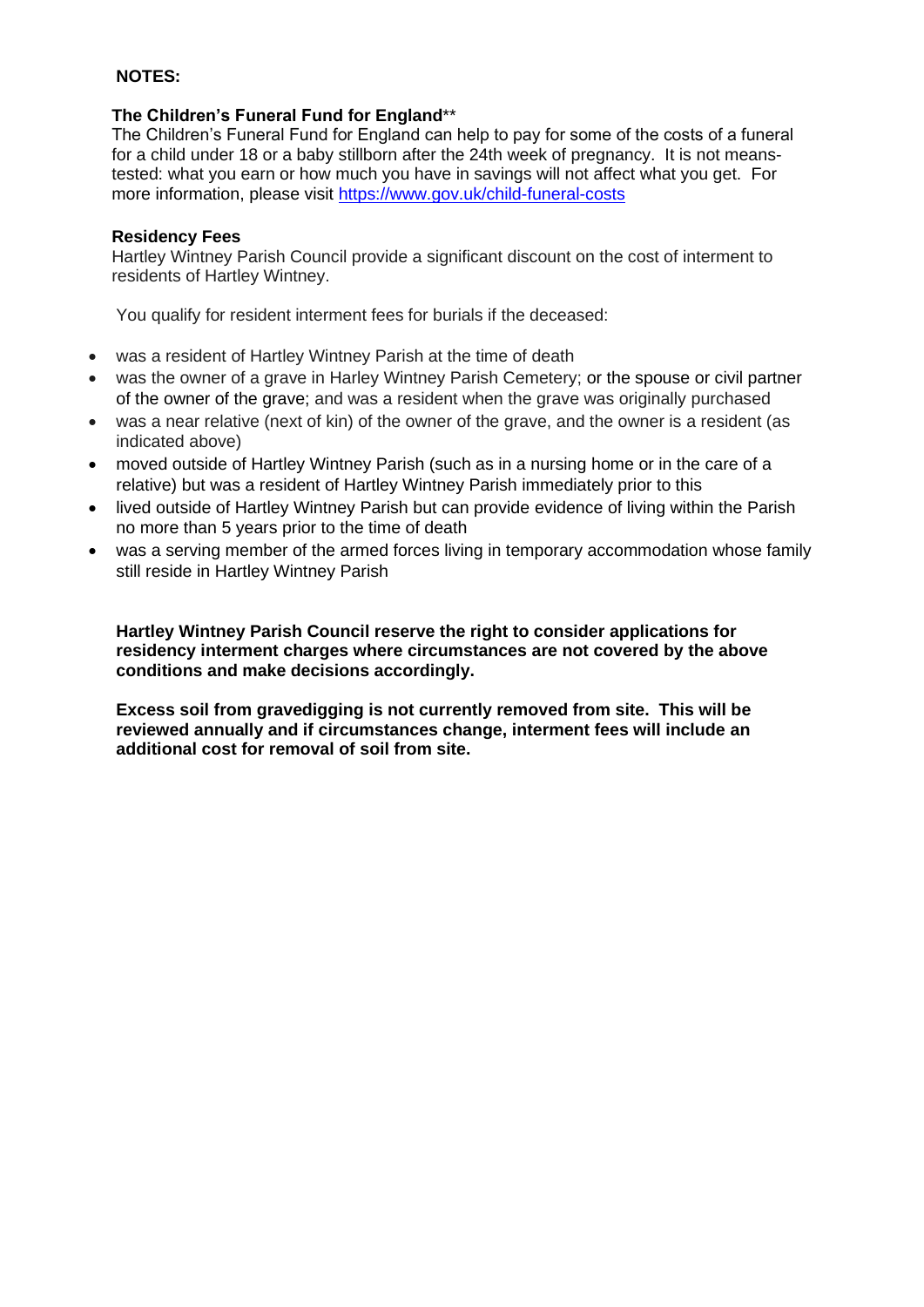**NOTES:**

**The Children's Funeral Fund for England****
The Children's Funeral Fund for England can help to pay for some of the costs of a funeral for a child under 18 or a baby stillborn after the 24th week of pregnancy. It is not means-tested: what you earn or how much you have in savings will not affect what you get. For more information, please visit https://www.gov.uk/child-funeral-costs

**Residency Fees**
Hartley Wintney Parish Council provide a significant discount on the cost of interment to residents of Hartley Wintney.

You qualify for resident interment fees for burials if the deceased:

- was a resident of Hartley Wintney Parish at the time of death
- was the owner of a grave in Harley Wintney Parish Cemetery; or the spouse or civil partner of the owner of the grave; and was a resident when the grave was originally purchased
- was a near relative (next of kin) of the owner of the grave, and the owner is a resident (as indicated above)
- moved outside of Hartley Wintney Parish (such as in a nursing home or in the care of a relative) but was a resident of Hartley Wintney Parish immediately prior to this
- lived outside of Hartley Wintney Parish but can provide evidence of living within the Parish no more than 5 years prior to the time of death
- was a serving member of the armed forces living in temporary accommodation whose family still reside in Hartley Wintney Parish

**Hartley Wintney Parish Council reserve the right to consider applications for residency interment charges where circumstances are not covered by the above conditions and make decisions accordingly.**

**Excess soil from gravedigging is not currently removed from site. This will be reviewed annually and if circumstances change, interment fees will include an additional cost for removal of soil from site.**